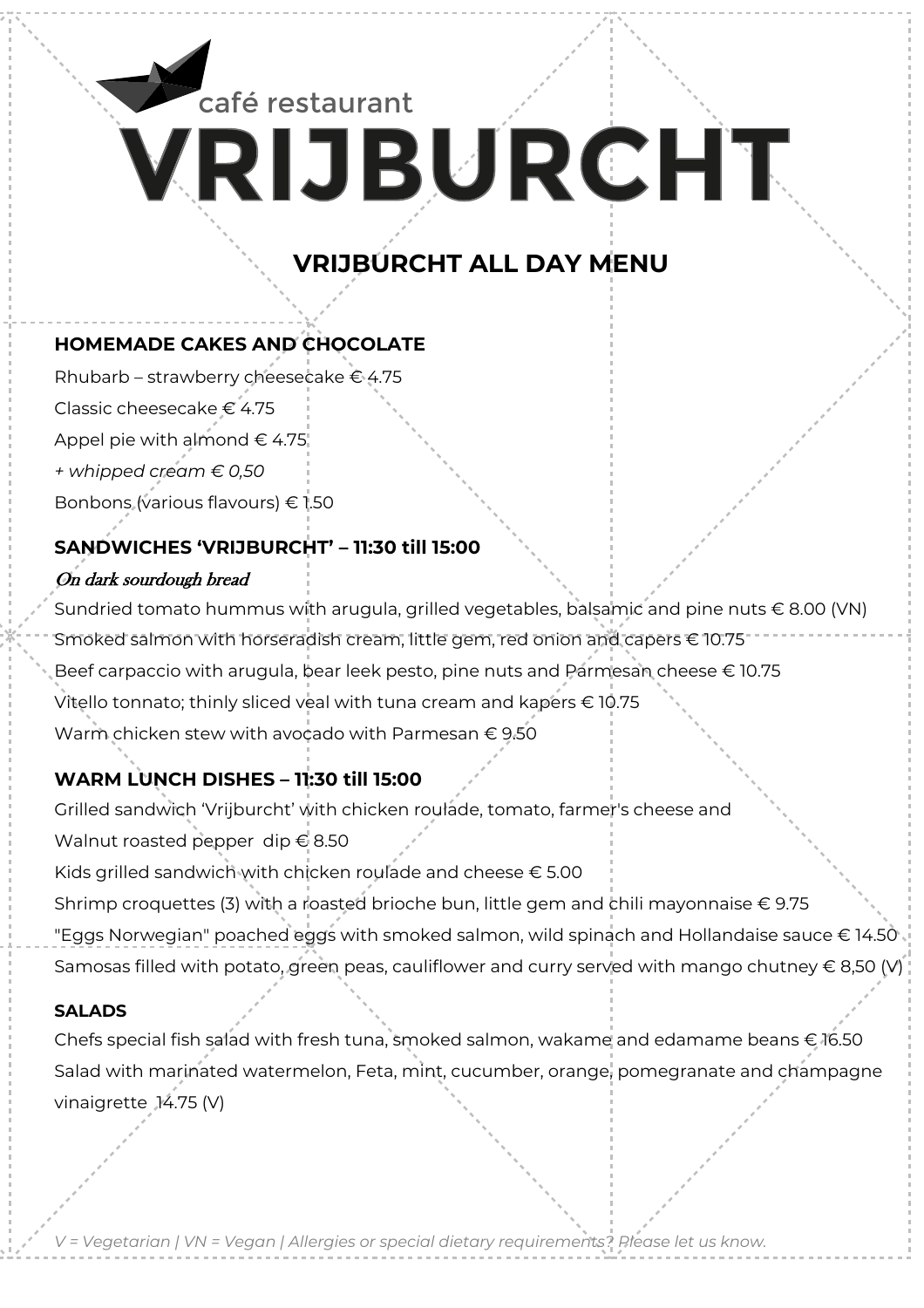café restaurant

# VRIJBURCHT

## VRIJBURCHT ALL DAY MENU

### HOMEMADE CAKES AND CHOCOLATE

Rhubarb – strawberry cheesecake € 4.75

Classic cheesecake € 4.75

Appel pie with almond € 4.75

*+ whipped cream € 0,50*

Bonbons (various flavours) € 1.50

### SANDWICHES 'VRIJBURCHT' – 11:30 till 15:00

*On dark sourdough bread*

Sundried tomato hummus with arugula, grilled vegetables, balsamic and pine nuts € 8.00 (VN)

Smoked salmon with horseradish cream, little gem, red onion and capers € 10.75

Beef carpaccio with arugula, bear leek pesto, pine nuts and Parmesan cheese € 10.75

Vitello tonnato; thinly sliced veal with tuna cream and kapers € 10.75

Warm chicken stew with avocado with Parmesan € 9.50

### WARM LUNCH DISHES – 11:30 till 15:00

Grilled sandwich 'Vrijburcht' with chicken roulade, tomato, farmer's cheese and Walnut roasted pepper dip € 8.50

Kids grilled sandwich with chicken roulade and cheese € 5.00

Shrimp croquettes (3) with a roasted brioche bun, little gem and chili mayonnaise € 9.75

"Eggs Norwegian" poached eggs with smoked salmon, wild spinach and Hollandaise sauce € 14.50

Samosas filled with potato, green peas, cauliflower and curry served with mango chutney € 8,50 (V)

### SALADS

Chefs special fish salad with fresh tuna, smoked salmon, wakame and edamame beans € 16.50

Salad with marinated watermelon, Feta, mint, cucumber, orange, pomegranate and champagne vinaigrette 14.75 (V)

*V = Vegetarian | VN = Vegan | Allergies or special dietary requirements? Please let us know.*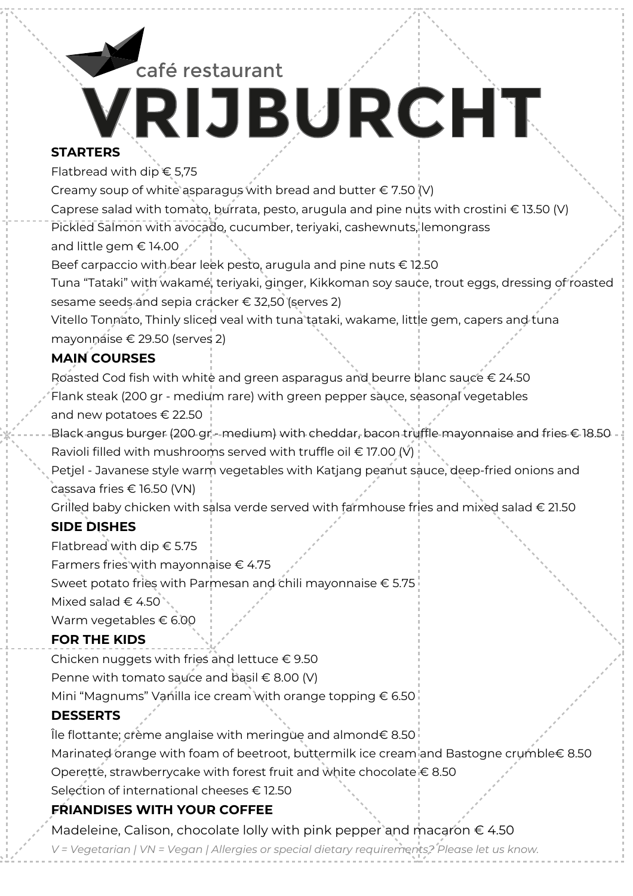café restaurant

# VRIJBURCHT

## STARTERS

Flatbread with dip € 5,75

Creamy soup of white asparagus with bread and butter € 7.50 (V)

Caprese salad with tomato, burrata, pesto, arugula and pine nuts with crostini € 13.50 (V)

Pickled Salmon with avocado, cucumber, teriyaki, cashewnuts, lemongrass and little gem € 14.00

Beef carpaccio with bear leek pesto, arugula and pine nuts € 12.50

Tuna "Tataki" with wakamé, teriyaki, ginger, Kikkoman soy sauce, trout eggs, dressing of roasted sesame seeds and sepia cracker € 32,50 (serves 2)

Vitello Tonnato, Thinly sliced veal with tuna tataki, wakame, little gem, capers and tuna mayonnaise € 29.50 (serves 2)

## MAIN COURSES

Roasted Cod fish with white and green asparagus and beurre blanc sauce € 24.50

Flank steak (200 gr - medium rare) with green pepper sauce, seasonal vegetables and new potatoes € 22.50

Black angus burger (200 gr - medium) with cheddar, bacon truffle mayonnaise and fries € 18.50

Ravioli filled with mushrooms served with truffle oil € 17.00 (V)

Petjel - Javanese style warm vegetables with Katjang peanut sauce, deep-fried onions and cassava fries € 16.50 (VN)

Grilled baby chicken with salsa verde served with farmhouse fries and mixed salad € 21.50

## SIDE DISHES

Flatbread with dip € 5.75

Farmers fries with mayonnaise € 4.75

Sweet potato fries with Parmesan and chili mayonnaise € 5.75

Mixed salad € 4.50

Warm vegetables € 6.00

## FOR THE KIDS

Chicken nuggets with fries and lettuce € 9.50

Penne with tomato sauce and basil € 8.00 (V)

Mini "Magnums" Vanilla ice cream with orange topping € 6.50

## DESSERTS

Île flottante; crème anglaise with meringue and almond€ 8.50

Marinated orange with foam of beetroot, buttermilk ice cream and Bastogne crumble€ 8.50

Operette, strawberrycake with forest fruit and white chocolate € 8.50

Selection of international cheeses € 12.50

## FRIANDISES WITH YOUR COFFEE

Madeleine, Calison, chocolate lolly with pink pepper and macaron € 4.50

*V = Vegetarian | VN = Vegan | Allergies or special dietary requirements? Please let us know.*